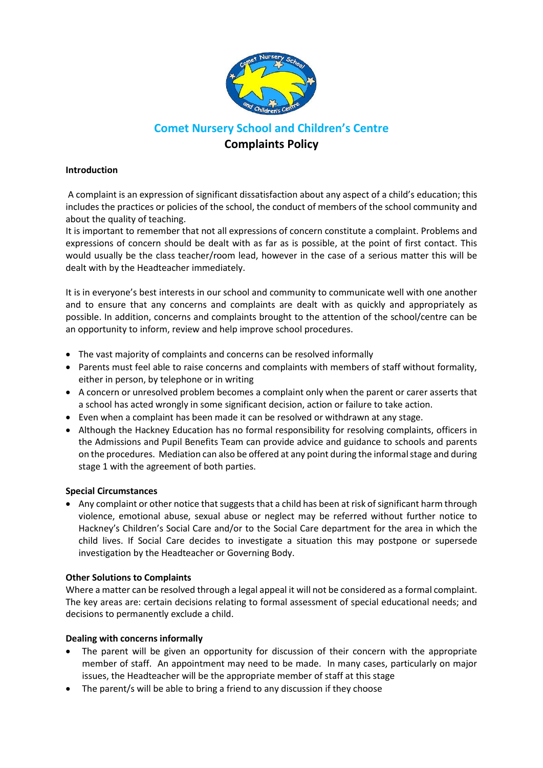# Comet Nursery School and Children's Centre

## Complaints Policy

**Introduction**

A complaint is an expression of significant dissatisfaction about any aspect of a child's education; this includes the practices or policies of the school, the conduct of members of the school community and about the quality of teaching.

It is important to remember that not all expressions of concern constitute a complaint. Problems and expressions of concern should be dealt with as far as is possible, at the point of first contact. This would usually be the class teacher/room lead, however in the case of a serious matter this will be dealt with by the Headteacher immediately.

It is in everyone's best interests in our school and community to communicate well with one another and to ensure that any concerns and complaints are dealt with as quickly and appropriately as possible. In addition, concerns and complaints brought to the attention of the school/centre can be an opportunity to inform, review and help improve school procedures.

- The vast majority of complaints and concerns can be resolved informally
- Parents must feel able to raise concerns and complaints with members of staff without formality, either in person, by telephone or in writing
- A concern or unresolved problem becomes a complaint only when the parent or carer asserts that a school has acted wrongly in some significant decision, action or failure to take action.
- Even when a complaint has been made it can be resolved or withdrawn at any stage.
- Although the Hackney Education has no formal responsibility for resolving complaints, officers in the Admissions and Pupil Benefits Team can provide advice and guidance to schools and parents on the procedures. Mediation can also be offered at any point during the informal stage and during stage 1 with the agreement of both parties.

**Special Circumstances**

- Any complaint or other notice that suggests that a child has been at risk of significant harm through violence, emotional abuse, sexual abuse or neglect may be referred without further notice to Hackney's Children's Social Care and/or to the Social Care department for the area in which the child lives. If Social Care decides to investigate a situation this may postpone or supersede investigation by the Headteacher or Governing Body.

**Other Solutions to Complaints**

Where a matter can be resolved through a legal appeal it will not be considered as a formal complaint. The key areas are: certain decisions relating to formal assessment of special educational needs; and decisions to permanently exclude a child.

**Dealing with concerns informally**

- The parent will be given an opportunity for discussion of their concern with the appropriate member of staff. An appointment may need to be made. In many cases, particularly on major issues, the Headteacher will be the appropriate member of staff at this stage
- The parent/s will be able to bring a friend to any discussion if they choose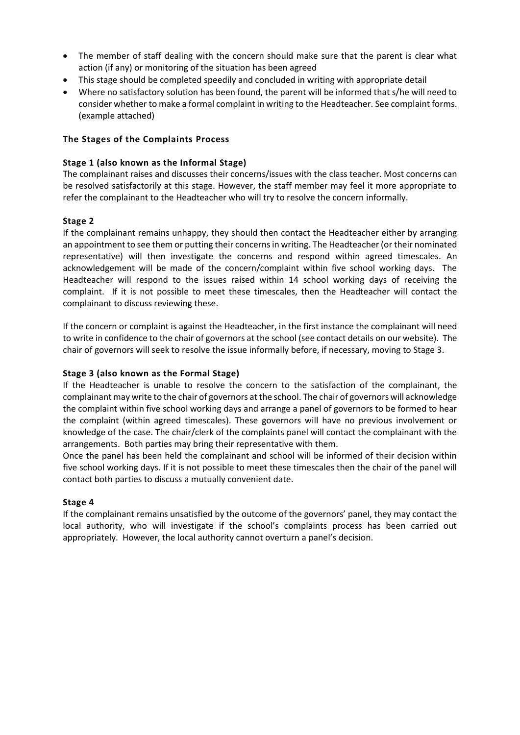- The member of staff dealing with the concern should make sure that the parent is clear what action (if any) or monitoring of the situation has been agreed
- This stage should be completed speedily and concluded in writing with appropriate detail
- Where no satisfactory solution has been found, the parent will be informed that s/he will need to consider whether to make a formal complaint in writing to the Headteacher. See complaint forms. (example attached)

### The Stages of the Complaints Process

#### Stage 1 (also known as the Informal Stage)

The complainant raises and discusses their concerns/issues with the class teacher. Most concerns can be resolved satisfactorily at this stage. However, the staff member may feel it more appropriate to refer the complainant to the Headteacher who will try to resolve the concern informally.

#### Stage 2

If the complainant remains unhappy, they should then contact the Headteacher either by arranging an appointment to see them or putting their concerns in writing. The Headteacher (or their nominated representative) will then investigate the concerns and respond within agreed timescales. An acknowledgement will be made of the concern/complaint within five school working days. The Headteacher will respond to the issues raised within 14 school working days of receiving the complaint. If it is not possible to meet these timescales, then the Headteacher will contact the complainant to discuss reviewing these.

If the concern or complaint is against the Headteacher, in the first instance the complainant will need to write in confidence to the chair of governors at the school (see contact details on our website). The chair of governors will seek to resolve the issue informally before, if necessary, moving to Stage 3.

#### Stage 3 (also known as the Formal Stage)

If the Headteacher is unable to resolve the concern to the satisfaction of the complainant, the complainant may write to the chair of governors at the school. The chair of governors will acknowledge the complaint within five school working days and arrange a panel of governors to be formed to hear the complaint (within agreed timescales). These governors will have no previous involvement or knowledge of the case. The chair/clerk of the complaints panel will contact the complainant with the arrangements. Both parties may bring their representative with them.

Once the panel has been held the complainant and school will be informed of their decision within five school working days. If it is not possible to meet these timescales then the chair of the panel will contact both parties to discuss a mutually convenient date.

#### Stage 4

If the complainant remains unsatisfied by the outcome of the governors' panel, they may contact the local authority, who will investigate if the school's complaints process has been carried out appropriately. However, the local authority cannot overturn a panel's decision.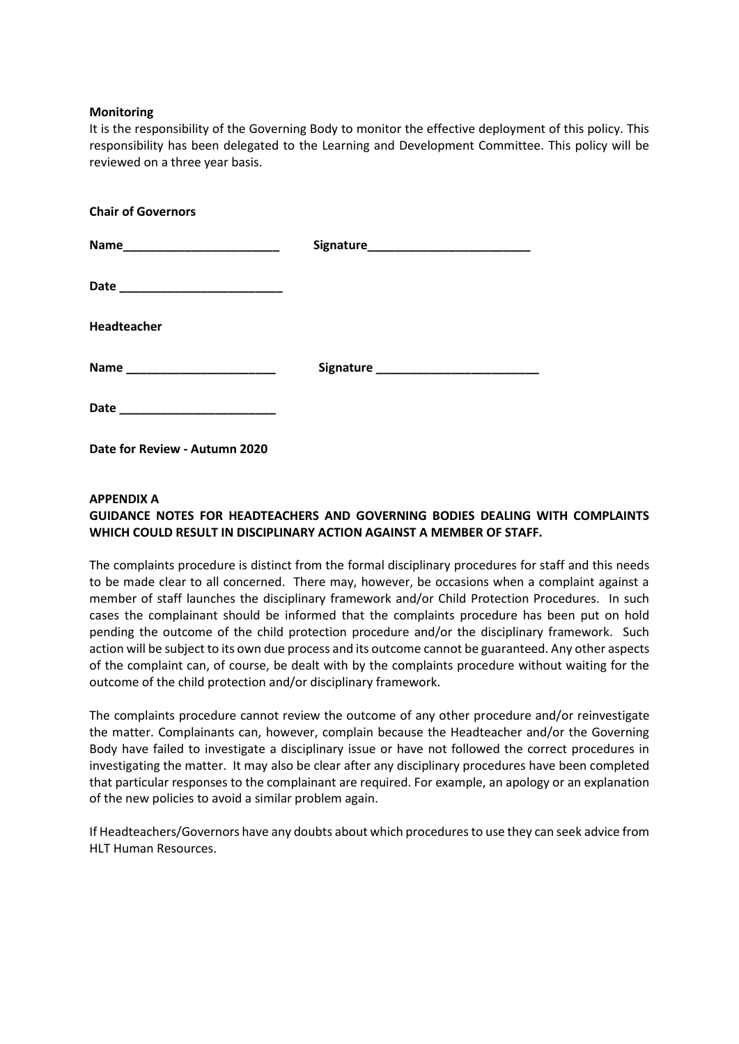**Monitoring**

It is the responsibility of the Governing Body to monitor the effective deployment of this policy. This responsibility has been delegated to the Learning and Development Committee. This policy will be reviewed on a three year basis.

**Chair of Governors**

**Name_______________________** **Signature________________________**

**Date ________________________**

**Headteacher**

**Name ______________________** **Signature ________________________**

**Date _______________________**

**Date for Review - Autumn 2020**

**APPENDIX A**

**GUIDANCE NOTES FOR HEADTEACHERS AND GOVERNING BODIES DEALING WITH COMPLAINTS WHICH COULD RESULT IN DISCIPLINARY ACTION AGAINST A MEMBER OF STAFF.**

The complaints procedure is distinct from the formal disciplinary procedures for staff and this needs to be made clear to all concerned. There may, however, be occasions when a complaint against a member of staff launches the disciplinary framework and/or Child Protection Procedures. In such cases the complainant should be informed that the complaints procedure has been put on hold pending the outcome of the child protection procedure and/or the disciplinary framework. Such action will be subject to its own due process and its outcome cannot be guaranteed. Any other aspects of the complaint can, of course, be dealt with by the complaints procedure without waiting for the outcome of the child protection and/or disciplinary framework.

The complaints procedure cannot review the outcome of any other procedure and/or reinvestigate the matter. Complainants can, however, complain because the Headteacher and/or the Governing Body have failed to investigate a disciplinary issue or have not followed the correct procedures in investigating the matter. It may also be clear after any disciplinary procedures have been completed that particular responses to the complainant are required. For example, an apology or an explanation of the new policies to avoid a similar problem again.

If Headteachers/Governors have any doubts about which procedures to use they can seek advice from HLT Human Resources.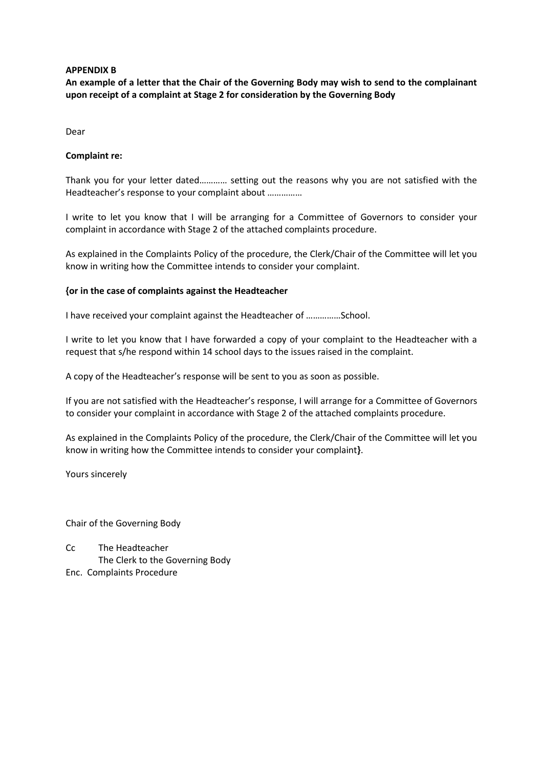**APPENDIX B**

**An example of a letter that the Chair of the Governing Body may wish to send to the complainant upon receipt of a complaint at Stage 2 for consideration by the Governing Body**

Dear

**Complaint re:**

Thank you for your letter dated………… setting out the reasons why you are not satisfied with the Headteacher's response to your complaint about ……………

I write to let you know that I will be arranging for a Committee of Governors to consider your complaint in accordance with Stage 2 of the attached complaints procedure.

As explained in the Complaints Policy of the procedure, the Clerk/Chair of the Committee will let you know in writing how the Committee intends to consider your complaint.

**{or in the case of complaints against the Headteacher**

I have received your complaint against the Headteacher of ……………School.

I write to let you know that I have forwarded a copy of your complaint to the Headteacher with a request that s/he respond within 14 school days to the issues raised in the complaint.

A copy of the Headteacher's response will be sent to you as soon as possible.

If you are not satisfied with the Headteacher's response, I will arrange for a Committee of Governors to consider your complaint in accordance with Stage 2 of the attached complaints procedure.

As explained in the Complaints Policy of the procedure, the Clerk/Chair of the Committee will let you know in writing how the Committee intends to consider your complaint**}**.

Yours sincerely

Chair of the Governing Body

Cc The Headteacher
The Clerk to the Governing Body
Enc. Complaints Procedure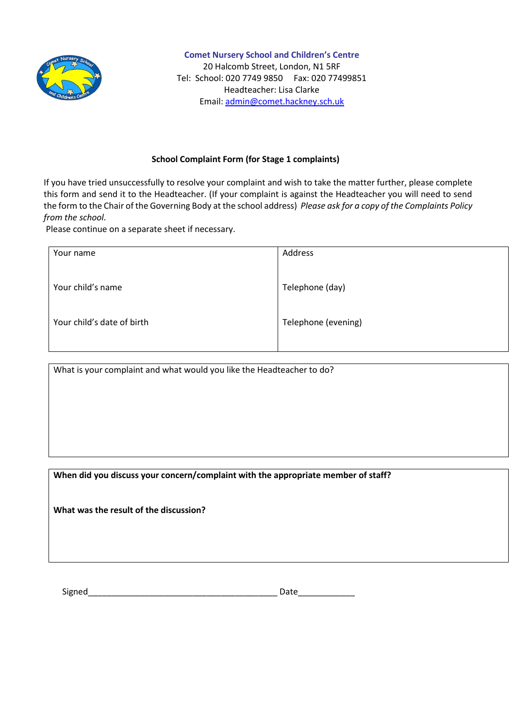**Comet Nursery School and Children's Centre**
20 Halcomb Street, London, N1 5RF
Tel: School: 020 7749 9850 Fax: 020 77499851
Headteacher: Lisa Clarke
Email: admin@comet.hackney.sch.uk

**School Complaint Form (for Stage 1 complaints)**

If you have tried unsuccessfully to resolve your complaint and wish to take the matter further, please complete this form and send it to the Headteacher. (If your complaint is against the Headteacher you will need to send the form to the Chair of the Governing Body at the school address) *Please ask for a copy of the Complaints Policy from the school.*

Please continue on a separate sheet if necessary.

| | |
|---|---|
| Your name | Address |
| Your child's name | Telephone (day) |
| Your child's date of birth | Telephone (evening) |

| |
|---|
| What is your complaint and what would you like the Headteacher to do? |

| |
|---|
| **When did you discuss your concern/complaint with the appropriate member of staff?** |
| **What was the result of the discussion?** |

Signed_______________________________________ Date____________